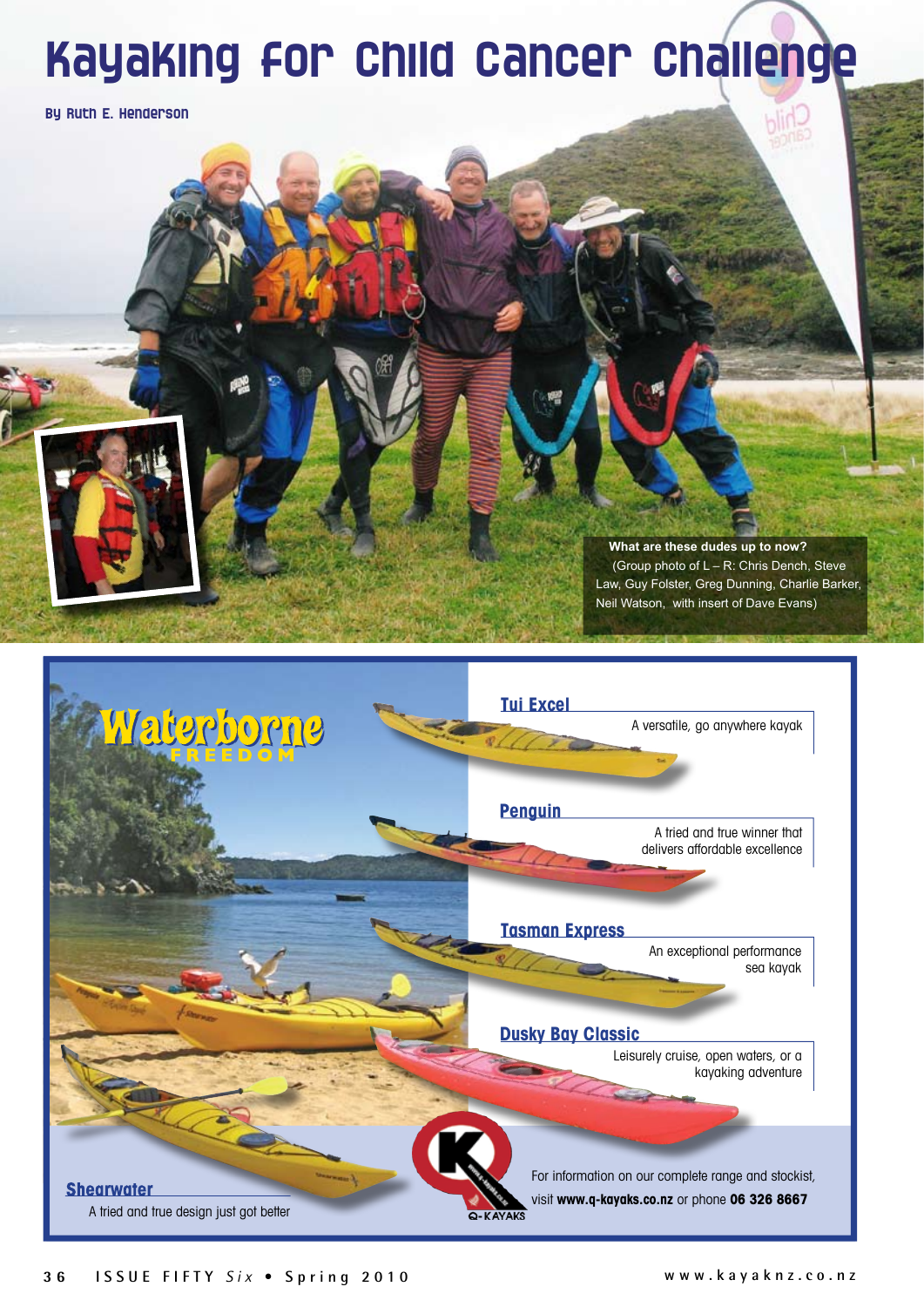# Kayaking for Child Cancer Challenge

By Ruth E. Henderson

**What are these dudes up to now?**
(Group photo of L – R: Chris Dench, Steve Law, Guy Folster, Greg Dunning, Charlie Barker, Neil Watson, with insert of Dave Evans)

**Waterborne FREEDOM**

**Tui Excel**
A versatile, go anywhere kayak

**Penguin**
A tried and true winner that delivers affordable excellence

**Tasman Express**
An exceptional performance sea kayak

**Dusky Bay Classic**
Leisurely cruise, open waters, or a kayaking adventure

**Shearwater**
A tried and true design just got better

Q-KAYAKS

For information on our complete range and stockist, visit **www.q-kayaks.co.nz** or phone **06 326 8667**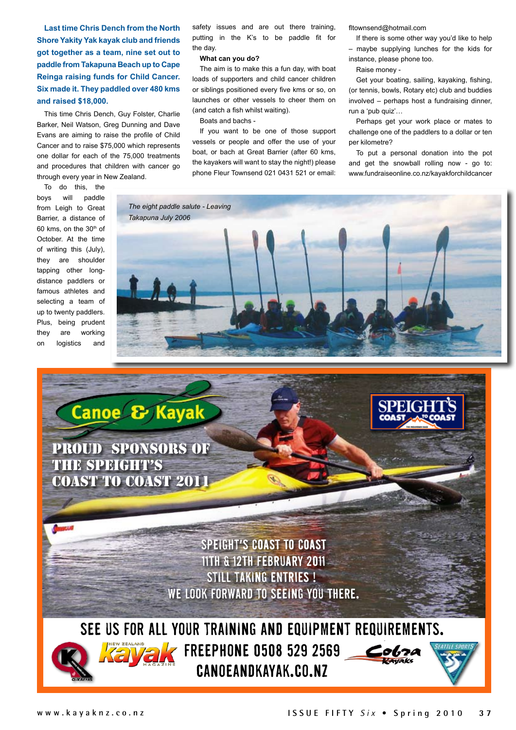**Last time Chris Dench from the North Shore Yakity Yak kayak club and friends got together as a team, nine set out to paddle from Takapuna Beach up to Cape Reinga raising funds for Child Cancer. Six made it. They paddled over 480 kms and raised $18,000.**

This time Chris Dench, Guy Folster, Charlie Barker, Neil Watson, Greg Dunning and Dave Evans are aiming to raise the profile of Child Cancer and to raise $75,000 which represents one dollar for each of the 75,000 treatments and procedures that children with cancer go through every year in New Zealand.

To do this, the boys will paddle from Leigh to Great Barrier, a distance of 60 kms, on the 30th of October. At the time of writing this (July), they are shoulder tapping other long-distance paddlers or famous athletes and selecting a team of up to twenty paddlers. Plus, being prudent they are working on logistics and safety issues and are out there training, putting in the K's to be paddle fit for the day.

**What can you do?**

The aim is to make this a fun day, with boat loads of supporters and child cancer children or siblings positioned every five kms or so, on launches or other vessels to cheer them on (and catch a fish whilst waiting).

Boats and bachs -

If you want to be one of those support vessels or people and offer the use of your boat, or bach at Great Barrier (after 60 kms, the kayakers will want to stay the night!) please phone Fleur Townsend 021 0431 521 or email: fltownsend@hotmail.com

If there is some other way you'd like to help – maybe supplying lunches for the kids for instance, please phone too.

Raise money -

Get your boating, sailing, kayaking, fishing, (or tennis, bowls, Rotary etc) club and buddies involved – perhaps host a fundraising dinner, run a 'pub quiz'…

Perhaps get your work place or mates to challenge one of the paddlers to a dollar or ten per kilometre?

To put a personal donation into the pot and get the snowball rolling now - go to: www.fundraiseonline.co.nz/kayakforchildcancer

*The eight paddle salute - Leaving Takapuna July 2006*

Canoe & Kayak

PROUD SPONSORS OF THE SPEIGHT'S COAST TO COAST 2011

SPEIGHT'S COAST TO COAST

SPEIGHT'S COAST TO COAST
11TH & 12TH FEBRUARY 2011
STILL TAKING ENTRIES !
WE LOOK FORWARD TO SEEING YOU THERE.

SEE US FOR ALL YOUR TRAINING AND EQUIPMENT REQUIREMENTS.

FREEPHONE 0508 529 2569
CANOEANDKAYAK.CO.NZ